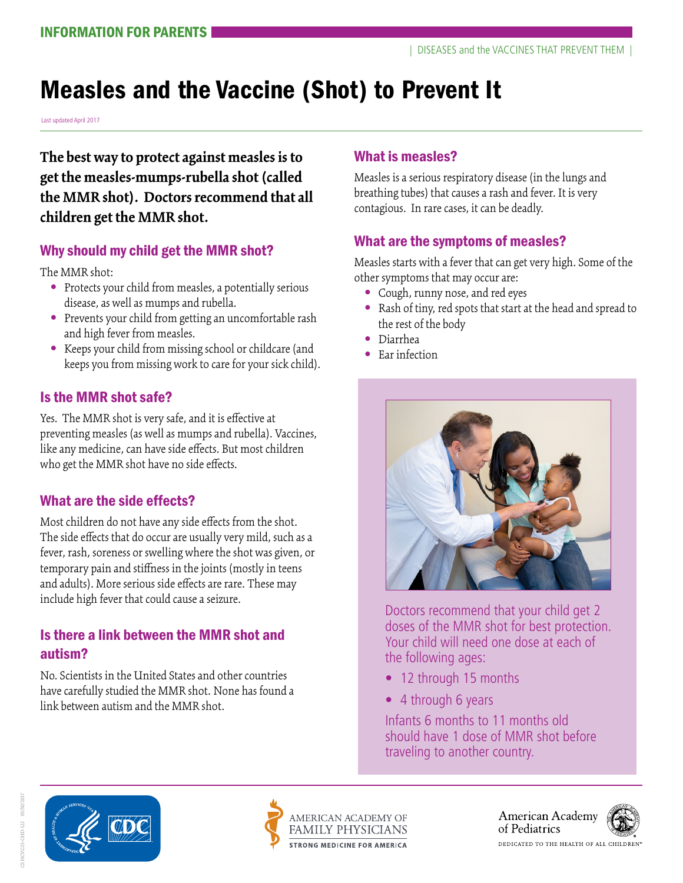INFORMATION FOR PARENTS

| DISEASES and the VACCINES THAT PREVENT THEM |

# Measles and the Vaccine (Shot) to Prevent It

Last updated April 2017

**The best way to protect against measles is to get the measles-mumps-rubella shot (called the MMR shot). Doctors recommend that all children get the MMR shot.**

## Why should my child get the MMR shot?

The MMR shot:

- Protects your child from measles, a potentially serious disease, as well as mumps and rubella.
- Prevents your child from getting an uncomfortable rash and high fever from measles.
- Keeps your child from missing school or childcare (and keeps you from missing work to care for your sick child).

## Is the MMR shot safe?

Yes. The MMR shot is very safe, and it is effective at preventing measles (as well as mumps and rubella). Vaccines, like any medicine, can have side effects. But most children who get the MMR shot have no side effects.

## What are the side effects?

Most children do not have any side effects from the shot. The side effects that do occur are usually very mild, such as a fever, rash, soreness or swelling where the shot was given, or temporary pain and stiffness in the joints (mostly in teens and adults). More serious side effects are rare. These may include high fever that could cause a seizure.

## Is there a link between the MMR shot and autism?

No. Scientists in the United States and other countries have carefully studied the MMR shot. None has found a link between autism and the MMR shot.

## What is measles?

Measles is a serious respiratory disease (in the lungs and breathing tubes) that causes a rash and fever. It is very contagious. In rare cases, it can be deadly.

## What are the symptoms of measles?

Measles starts with a fever that can get very high. Some of the other symptoms that may occur are:

- Cough, runny nose, and red eyes
- Rash of tiny, red spots that start at the head and spread to the rest of the body
- Diarrhea
- Ear infection

Doctors recommend that your child get 2 doses of the MMR shot for best protection. Your child will need one dose at each of the following ages:

- 12 through 15 months
- 4 through 6 years

Infants 6 months to 11 months old should have 1 dose of MMR shot before traveling to another country.

CDC | AMERICAN ACADEMY OF FAMILY PHYSICIANS — STRONG MEDICINE FOR AMERICA | American Academy of Pediatrics — DEDICATED TO THE HEALTH OF ALL CHILDREN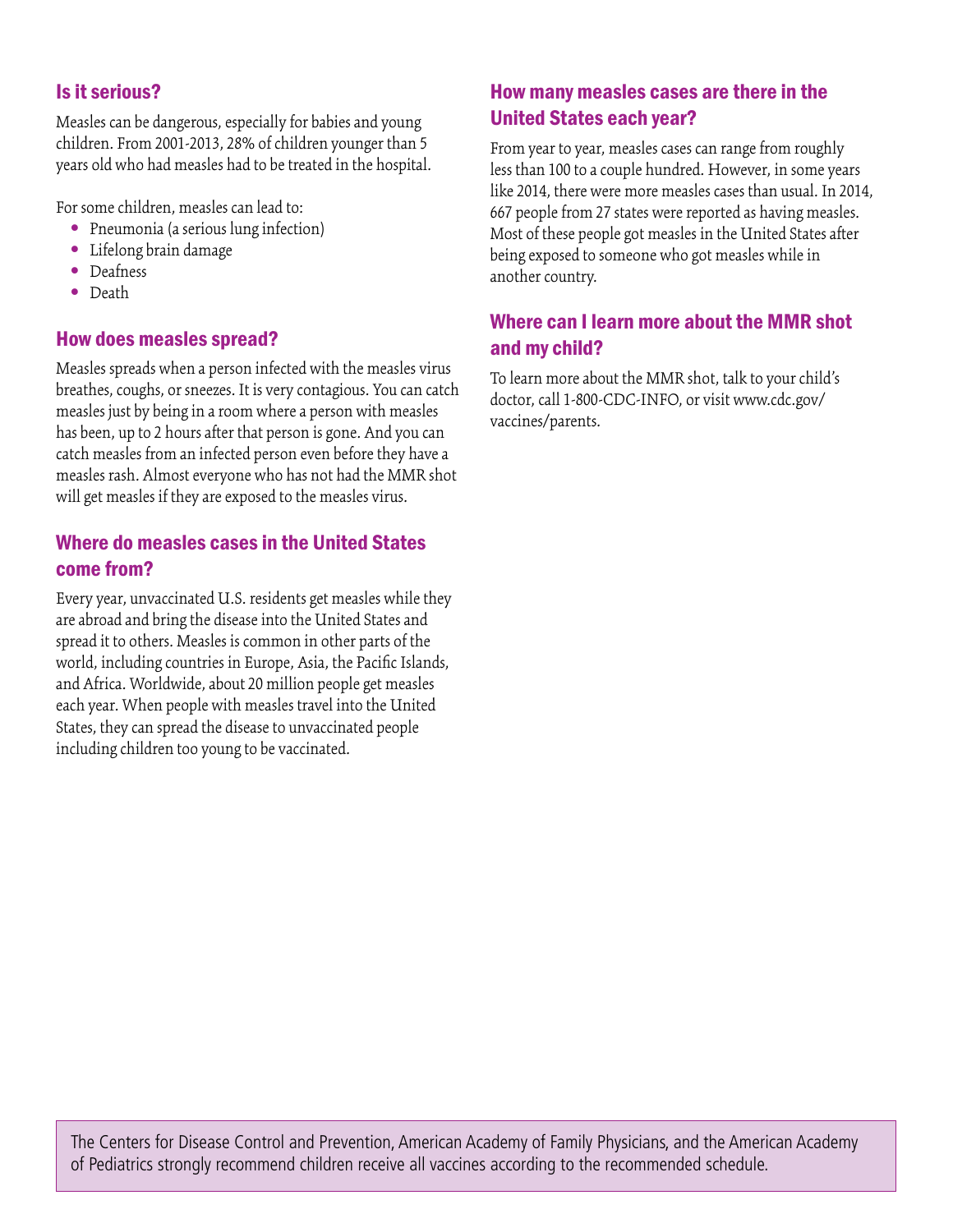## Is it serious?

Measles can be dangerous, especially for babies and young children. From 2001-2013, 28% of children younger than 5 years old who had measles had to be treated in the hospital.

For some children, measles can lead to:

- Pneumonia (a serious lung infection)
- Lifelong brain damage
- Deafness
- Death

## How does measles spread?

Measles spreads when a person infected with the measles virus breathes, coughs, or sneezes. It is very contagious. You can catch measles just by being in a room where a person with measles has been, up to 2 hours after that person is gone. And you can catch measles from an infected person even before they have a measles rash. Almost everyone who has not had the MMR shot will get measles if they are exposed to the measles virus.

## Where do measles cases in the United States come from?

Every year, unvaccinated U.S. residents get measles while they are abroad and bring the disease into the United States and spread it to others. Measles is common in other parts of the world, including countries in Europe, Asia, the Pacific Islands, and Africa. Worldwide, about 20 million people get measles each year. When people with measles travel into the United States, they can spread the disease to unvaccinated people including children too young to be vaccinated.

## How many measles cases are there in the United States each year?

From year to year, measles cases can range from roughly less than 100 to a couple hundred. However, in some years like 2014, there were more measles cases than usual. In 2014, 667 people from 27 states were reported as having measles. Most of these people got measles in the United States after being exposed to someone who got measles while in another country.

## Where can I learn more about the MMR shot and my child?

To learn more about the MMR shot, talk to your child's doctor, call 1-800-CDC-INFO, or visit www.cdc.gov/vaccines/parents.

The Centers for Disease Control and Prevention, American Academy of Family Physicians, and the American Academy of Pediatrics strongly recommend children receive all vaccines according to the recommended schedule.